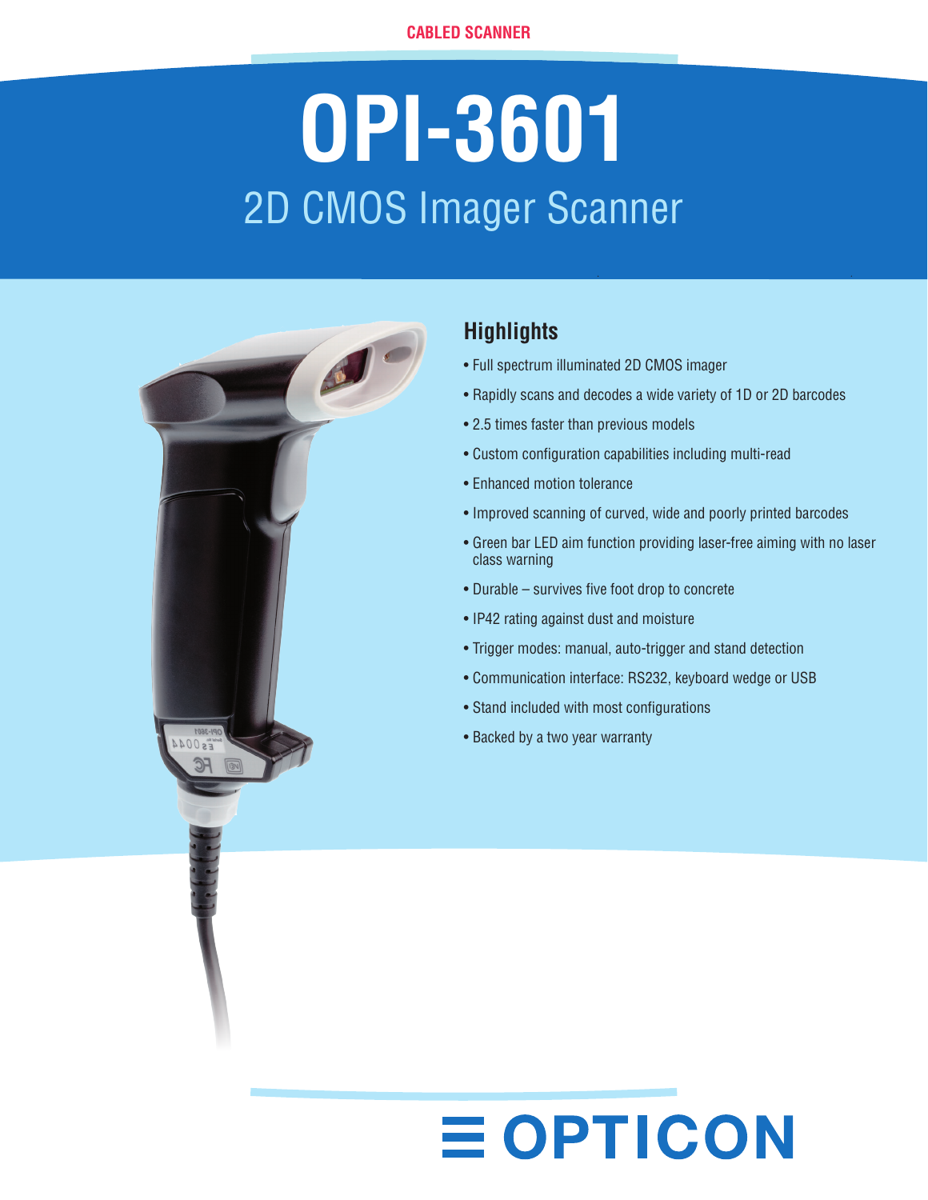CABLED SCANNER

# OPI-3601

## 2D CMOS Imager Scanner

### Highlights

- Full spectrum illuminated 2D CMOS imager
- Rapidly scans and decodes a wide variety of 1D or 2D barcodes
- 2.5 times faster than previous models
- Custom configuration capabilities including multi-read
- Enhanced motion tolerance
- Improved scanning of curved, wide and poorly printed barcodes
- Green bar LED aim function providing laser-free aiming with no laser class warning
- Durable – survives five foot drop to concrete
- IP42 rating against dust and moisture
- Trigger modes: manual, auto-trigger and stand detection
- Communication interface: RS232, keyboard wedge or USB
- Stand included with most configurations
- Backed by a two year warranty

OPTICON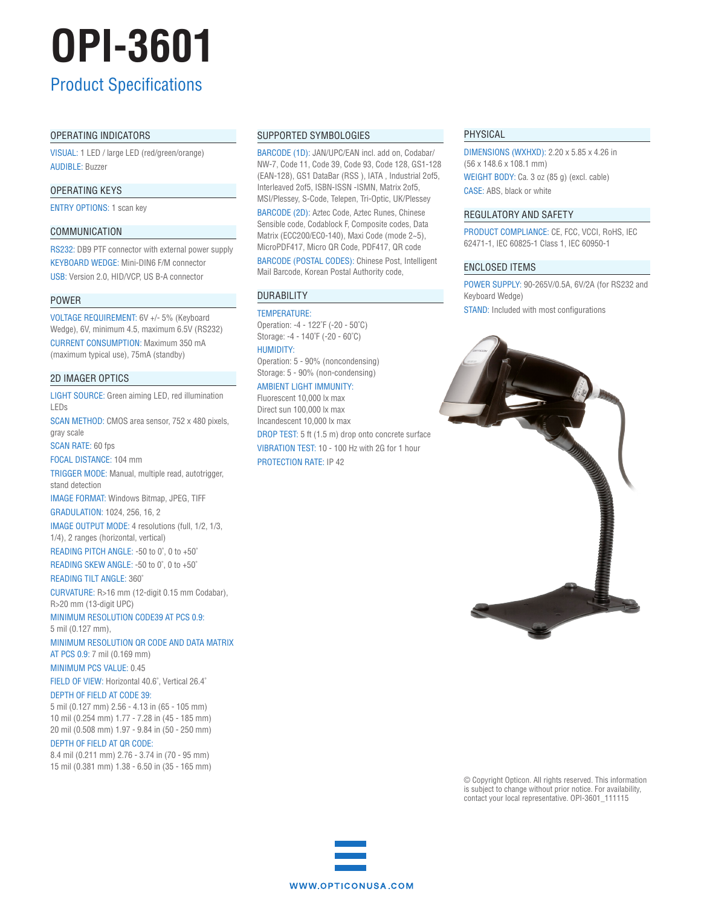# OPI-3601

## Product Specifications

### OPERATING INDICATORS

VISUAL: 1 LED / large LED (red/green/orange)

AUDIBLE: Buzzer

### OPERATING KEYS

ENTRY OPTIONS: 1 scan key

### COMMUNICATION

RS232: DB9 PTF connector with external power supply

KEYBOARD WEDGE: Mini-DIN6 F/M connector

USB: Version 2.0, HID/VCP, US B-A connector

### POWER

VOLTAGE REQUIREMENT: 6V +/- 5% (Keyboard Wedge), 6V, minimum 4.5, maximum 6.5V (RS232)

CURRENT CONSUMPTION: Maximum 350 mA (maximum typical use), 75mA (standby)

### 2D IMAGER OPTICS

LIGHT SOURCE: Green aiming LED, red illumination LEDs

SCAN METHOD: CMOS area sensor, 752 x 480 pixels, gray scale

SCAN RATE: 60 fps

FOCAL DISTANCE: 104 mm

TRIGGER MODE: Manual, multiple read, autotrigger, stand detection

IMAGE FORMAT: Windows Bitmap, JPEG, TIFF

GRADULATION: 1024, 256, 16, 2

IMAGE OUTPUT MODE: 4 resolutions (full, 1/2, 1/3, 1/4), 2 ranges (horizontal, vertical)

READING PITCH ANGLE: -50 to 0˚, 0 to +50˚

READING SKEW ANGLE: -50 to 0˚, 0 to +50˚

READING TILT ANGLE: 360˚

CURVATURE: R>16 mm (12-digit 0.15 mm Codabar), R>20 mm (13-digit UPC)

MINIMUM RESOLUTION CODE39 AT PCS 0.9: 5 mil (0.127 mm),

MINIMUM RESOLUTION QR CODE AND DATA MATRIX AT PCS 0.9: 7 mil (0.169 mm)

MINIMUM PCS VALUE: 0.45

FIELD OF VIEW: Horizontal 40.6˚, Vertical 26.4˚

DEPTH OF FIELD AT CODE 39:
5 mil (0.127 mm) 2.56 - 4.13 in (65 - 105 mm)
10 mil (0.254 mm) 1.77 - 7.28 in (45 - 185 mm)
20 mil (0.508 mm) 1.97 - 9.84 in (50 - 250 mm)

DEPTH OF FIELD AT QR CODE:
8.4 mil (0.211 mm) 2.76 - 3.74 in (70 - 95 mm)
15 mil (0.381 mm) 1.38 - 6.50 in (35 - 165 mm)

### SUPPORTED SYMBOLOGIES

BARCODE (1D): JAN/UPC/EAN incl. add on, Codabar/NW-7, Code 11, Code 39, Code 93, Code 128, GS1-128 (EAN-128), GS1 DataBar (RSS ), IATA , Industrial 2of5, Interleaved 2of5, ISBN-ISSN -ISMN, Matrix 2of5, MSI/Plessey, S-Code, Telepen, Tri-Optic, UK/Plessey

BARCODE (2D): Aztec Code, Aztec Runes, Chinese Sensible code, Codablock F, Composite codes, Data Matrix (ECC200/ECO-140), Maxi Code (mode 2~5), MicroPDF417, Micro QR Code, PDF417, QR code

BARCODE (POSTAL CODES): Chinese Post, Intelligent Mail Barcode, Korean Postal Authority code,

### DURABILITY

TEMPERATURE:
Operation: -4 - 122˚F (-20 - 50˚C)
Storage: -4 - 140˚F (-20 - 60˚C)

HUMIDITY:
Operation: 5 - 90% (noncondensing)
Storage: 5 - 90% (non-condensing)

AMBIENT LIGHT IMMUNITY:
Fluorescent 10,000 lx max
Direct sun 100,000 lx max
Incandescent 10,000 lx max

DROP TEST: 5 ft (1.5 m) drop onto concrete surface

VIBRATION TEST: 10 - 100 Hz with 2G for 1 hour

PROTECTION RATE: IP 42

### PHYSICAL

DIMENSIONS (WXHXD): 2.20 x 5.85 x 4.26 in (56 x 148.6 x 108.1 mm)

WEIGHT BODY: Ca. 3 oz (85 g) (excl. cable)

CASE: ABS, black or white

### REGULATORY AND SAFETY

PRODUCT COMPLIANCE: CE, FCC, VCCI, RoHS, IEC 62471-1, IEC 60825-1 Class 1, IEC 60950-1

### ENCLOSED ITEMS

POWER SUPPLY: 90-265V/0.5A, 6V/2A (for RS232 and Keyboard Wedge)

STAND: Included with most configurations

© Copyright Opticon. All rights reserved. This information is subject to change without prior notice. For availability, contact your local representative. OPI-3601_111115

WWW.OPTICONUSA.COM